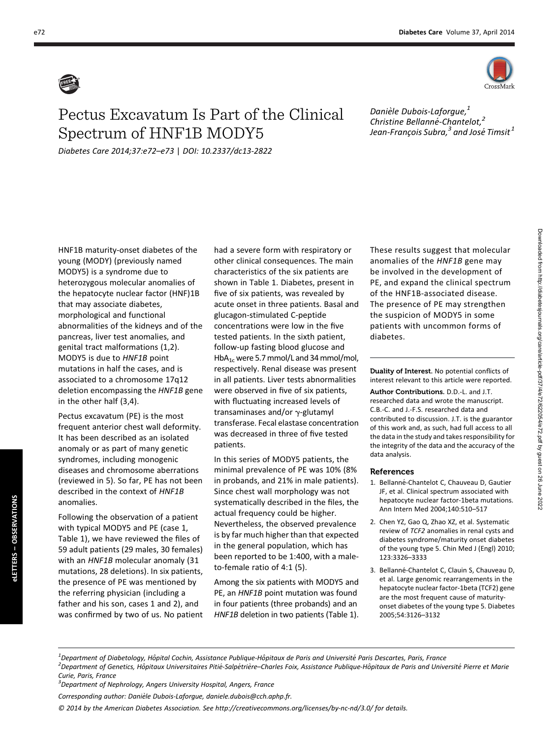# Pectus Excavatum Is Part of the Clinical Spectrum of HNF1B MODY5

*Diabetes Care 2014;37:e72–e73 | DOI: 10.2337/dc13-2822*

*Danièle Dubois-Laforgue,[1] Christine Bellanné-Chantelot,[2] Jean-François Subra,[3] and José Timsit[1]*

HNF1B maturity-onset diabetes of the young (MODY) (previously named MODY5) is a syndrome due to heterozygous molecular anomalies of the hepatocyte nuclear factor (HNF)1B that may associate diabetes, morphological and functional abnormalities of the kidneys and of the pancreas, liver test anomalies, and genital tract malformations (1,2). MODY5 is due to *HNF1B* point mutations in half the cases, and is associated to a chromosome 17q12 deletion encompassing the *HNF1B* gene in the other half (3,4).

Pectus excavatum (PE) is the most frequent anterior chest wall deformity. It has been described as an isolated anomaly or as part of many genetic syndromes, including monogenic diseases and chromosome aberrations (reviewed in 5). So far, PE has not been described in the context of *HNF1B* anomalies.

Following the observation of a patient with typical MODY5 and PE (case 1, Table 1), we have reviewed the files of 59 adult patients (29 males, 30 females) with an *HNF1B* molecular anomaly (31 mutations, 28 deletions). In six patients, the presence of PE was mentioned by the referring physician (including a father and his son, cases 1 and 2), and was confirmed by two of us. No patient had a severe form with respiratory or other clinical consequences. The main characteristics of the six patients are shown in Table 1. Diabetes, present in five of six patients, was revealed by acute onset in three patients. Basal and glucagon-stimulated C-peptide concentrations were low in the five tested patients. In the sixth patient, follow-up fasting blood glucose and $HbA_{1c}$ were 5.7 mmol/L and 34 mmol/mol, respectively. Renal disease was present in all patients. Liver tests abnormalities were observed in five of six patients, with fluctuating increased levels of transaminases and/or γ-glutamyl transferase. Fecal elastase concentration was decreased in three of five tested patients.

In this series of MODY5 patients, the minimal prevalence of PE was 10% (8% in probands, and 21% in male patients). Since chest wall morphology was not systematically described in the files, the actual frequency could be higher. Nevertheless, the observed prevalence is by far much higher than that expected in the general population, which has been reported to be 1:400, with a male-to-female ratio of 4:1 (5).

Among the six patients with MODY5 and PE, an *HNF1B* point mutation was found in four patients (three probands) and an *HNF1B* deletion in two patients (Table 1). These results suggest that molecular anomalies of the *HNF1B* gene may be involved in the development of PE, and expand the clinical spectrum of the HNF1B-associated disease. The presence of PE may strengthen the suspicion of MODY5 in some patients with uncommon forms of diabetes.

**Duality of Interest.** No potential conflicts of interest relevant to this article were reported.

**Author Contributions.** D.D.-L. and J.T. researched data and wrote the manuscript. C.B.-C. and J.-F.S. researched data and contributed to discussion. J.T. is the guarantor of this work and, as such, had full access to all the data in the study and takes responsibility for the integrity of the data and the accuracy of the data analysis.

### References

1. Bellanné-Chantelot C, Chauveau D, Gautier JF, et al. Clinical spectrum associated with hepatocyte nuclear factor-1beta mutations. Ann Intern Med 2004;140:510–517
2. Chen YZ, Gao Q, Zhao XZ, et al. Systematic review of *TCF2* anomalies in renal cysts and diabetes syndrome/maturity onset diabetes of the young type 5. Chin Med J (Engl) 2010; 123:3326–3333
3. Bellanné-Chantelot C, Clauin S, Chauveau D, et al. Large genomic rearrangements in the hepatocyte nuclear factor-1beta (TCF2) gene are the most frequent cause of maturity-onset diabetes of the young type 5. Diabetes 2005;54:3126–3132

[1] Department of Diabetology, Hôpital Cochin, Assistance Publique-Hôpitaux de Paris and Université Paris Descartes, Paris, France
[2] Department of Genetics, Hôpitaux Universitaires Pitié-Salpêtrière–Charles Foix, Assistance Publique-Hôpitaux de Paris and Université Pierre et Marie Curie, Paris, France
[3] Department of Nephrology, Angers University Hospital, Angers, France

*Corresponding author: Danièle Dubois-Laforgue, daniele.dubois@cch.aphp.fr.*

*© 2014 by the American Diabetes Association. See http://creativecommons.org/licenses/by-nc-nd/3.0/ for details.*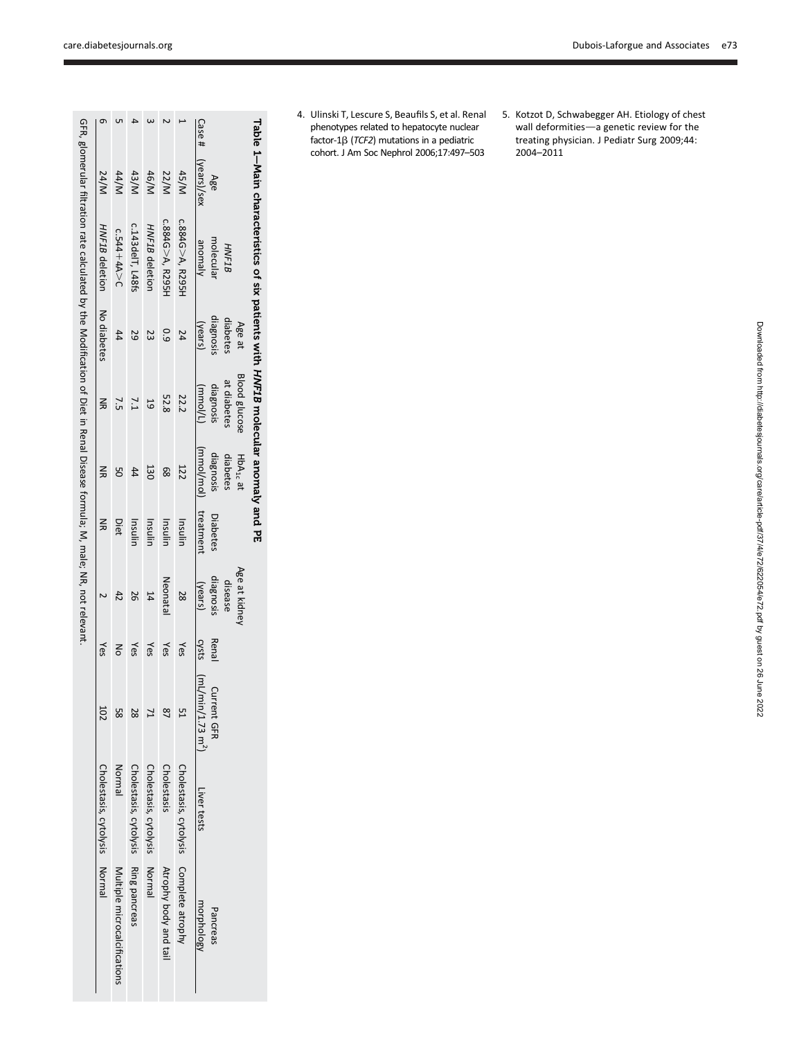4. Ulinski T, Lescure S, Beaufils S, et al. Renal phenotypes related to hepatocyte nuclear factor-1β (*TCF2*) mutations in a pediatric cohort. J Am Soc Nephrol 2006;17:497–503

5. Kotzot D, Schwabegger AH. Etiology of chest wall deformities—a genetic review for the treating physician. J Pediatr Surg 2009;44: 2004–2011

**Table 1—Main characteristics of six patients with *HNF1B* molecular anomaly and PE**

| Case # | Age (years)/sex | *HNF1B* molecular anomaly | Age at diabetes diagnosis (years) | Blood glucose at diabetes diagnosis (mmol/L) | $HbA_{1c}$ at diabetes diagnosis (mmol/mol) | Diabetes treatment | Age at kidney disease diagnosis (years) | Renal cysts | Current GFR (mL/min/1.73 m$^2$) | Liver tests | Pancreas morphology |
|---|---|---|---|---|---|---|---|---|---|---|---|
| 1 | 45/M | c.884G>A, R295H | 24 | 22.2 | 122 | Insulin | 28 | Yes | 51 | Cholestasis, cytolysis | Complete atrophy |
| 2 | 22/M | c.884G>A, R295H | 0.9 | 52.8 | 68 | Insulin | Neonatal | Yes | 87 | Cholestasis | Atrophy body and tail |
| 3 | 46/M | *HNF1B* deletion | 23 | 19 | 130 | Insulin | 14 | Yes | 71 | Cholestasis, cytolysis | Normal |
| 4 | 43/M | c.143delT, L48fs | 29 | 7.1 | 44 | Insulin | 26 | Yes | 28 | Cholestasis, cytolysis | Ring pancreas |
| 5 | 44/M | c.544+4A>C | 44 | 7.5 | 50 | Diet | 42 | No | 58 | Normal | Multiple microcalcifications |
| 6 | 24/M | *HNF1B* deletion | No diabetes | NR | NR | NR | 2 | Yes | 102 | Cholestasis, cytolysis | Normal |

GFR, glomerular filtration rate calculated by the Modification of Diet in Renal Disease formula; M, male; NR, not relevant.